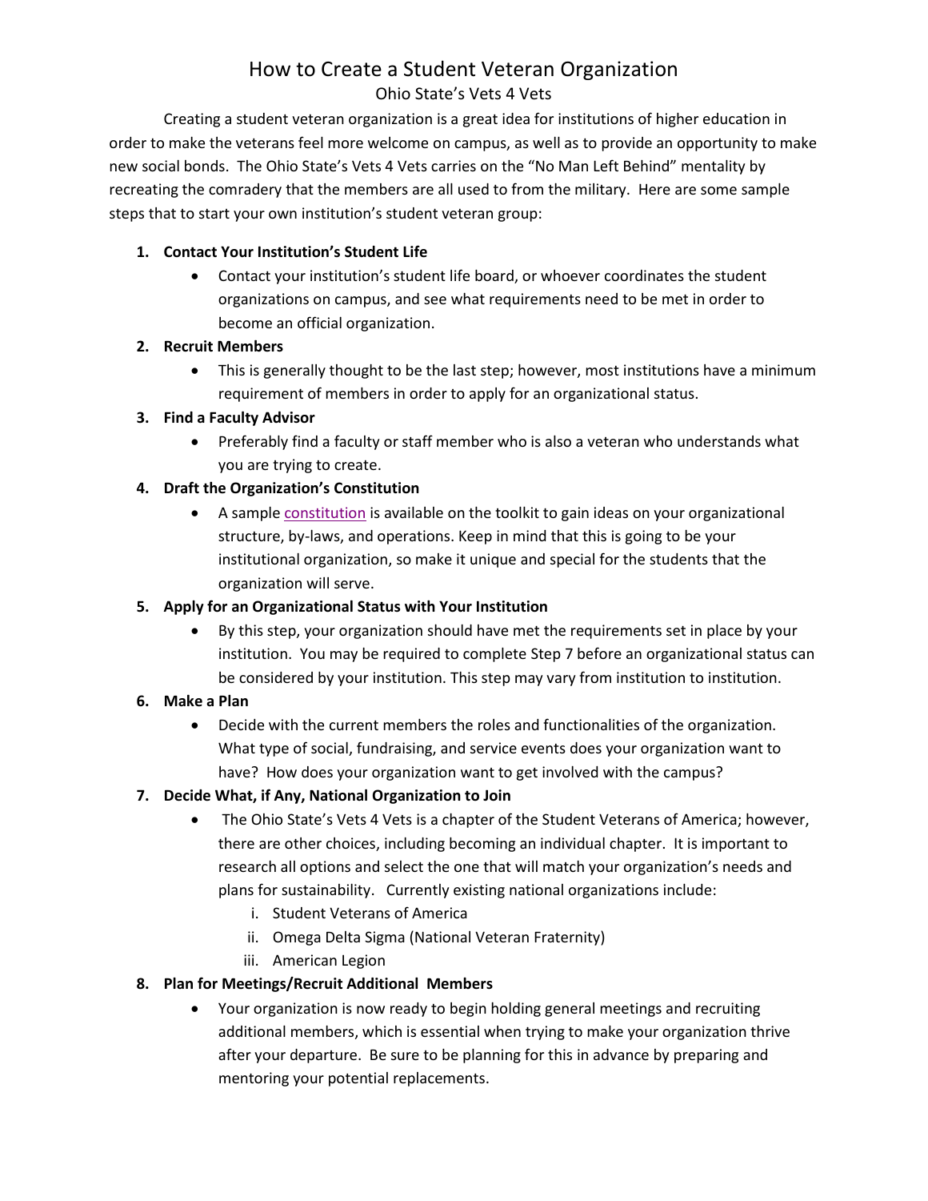# How to Create a Student Veteran Organization

## Ohio State's Vets 4 Vets

Creating a student veteran organization is a great idea for institutions of higher education in order to make the veterans feel more welcome on campus, as well as to provide an opportunity to make new social bonds. The Ohio State's Vets 4 Vets carries on the "No Man Left Behind" mentality by recreating the comradery that the members are all used to from the military. Here are some sample steps that to start your own institution's student veteran group:

1. **Contact Your Institution's Student Life**
   - Contact your institution's student life board, or whoever coordinates the student organizations on campus, and see what requirements need to be met in order to become an official organization.
2. **Recruit Members**
   - This is generally thought to be the last step; however, most institutions have a minimum requirement of members in order to apply for an organizational status.
3. **Find a Faculty Advisor**
   - Preferably find a faculty or staff member who is also a veteran who understands what you are trying to create.
4. **Draft the Organization's Constitution**
   - A sample constitution is available on the toolkit to gain ideas on your organizational structure, by-laws, and operations. Keep in mind that this is going to be your institutional organization, so make it unique and special for the students that the organization will serve.
5. **Apply for an Organizational Status with Your Institution**
   - By this step, your organization should have met the requirements set in place by your institution. You may be required to complete Step 7 before an organizational status can be considered by your institution. This step may vary from institution to institution.
6. **Make a Plan**
   - Decide with the current members the roles and functionalities of the organization. What type of social, fundraising, and service events does your organization want to have? How does your organization want to get involved with the campus?
7. **Decide What, if Any, National Organization to Join**
   - The Ohio State's Vets 4 Vets is a chapter of the Student Veterans of America; however, there are other choices, including becoming an individual chapter. It is important to research all options and select the one that will match your organization's needs and plans for sustainability. Currently existing national organizations include:
     1. Student Veterans of America
     2. Omega Delta Sigma (National Veteran Fraternity)
     3. American Legion
8. **Plan for Meetings/Recruit Additional Members**
   - Your organization is now ready to begin holding general meetings and recruiting additional members, which is essential when trying to make your organization thrive after your departure. Be sure to be planning for this in advance by preparing and mentoring your potential replacements.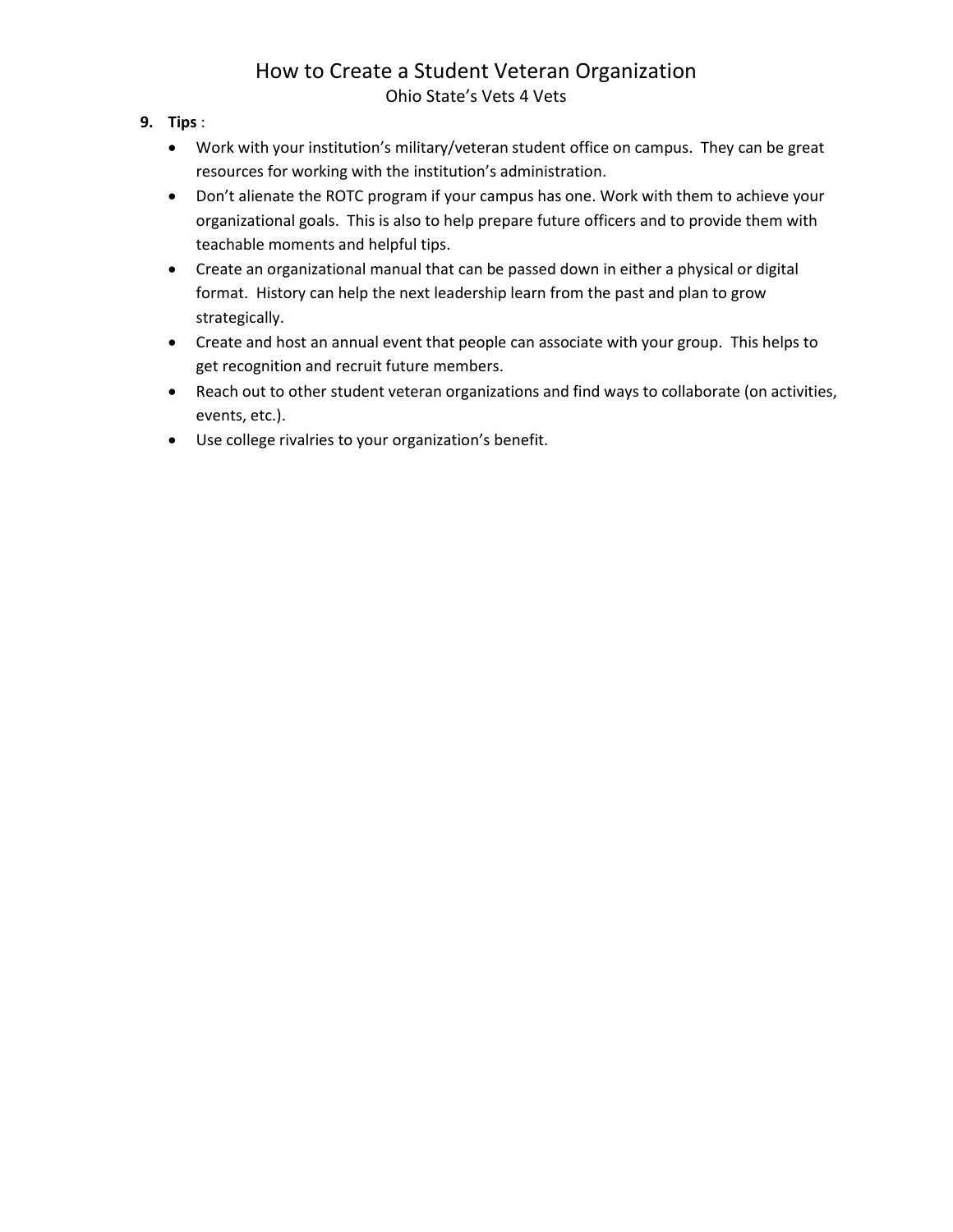9. **Tips** :
    - Work with your institution's military/veteran student office on campus. They can be great resources for working with the institution's administration.
    - Don't alienate the ROTC program if your campus has one. Work with them to achieve your organizational goals. This is also to help prepare future officers and to provide them with teachable moments and helpful tips.
    - Create an organizational manual that can be passed down in either a physical or digital format. History can help the next leadership learn from the past and plan to grow strategically.
    - Create and host an annual event that people can associate with your group. This helps to get recognition and recruit future members.
    - Reach out to other student veteran organizations and find ways to collaborate (on activities, events, etc.).
    - Use college rivalries to your organization's benefit.